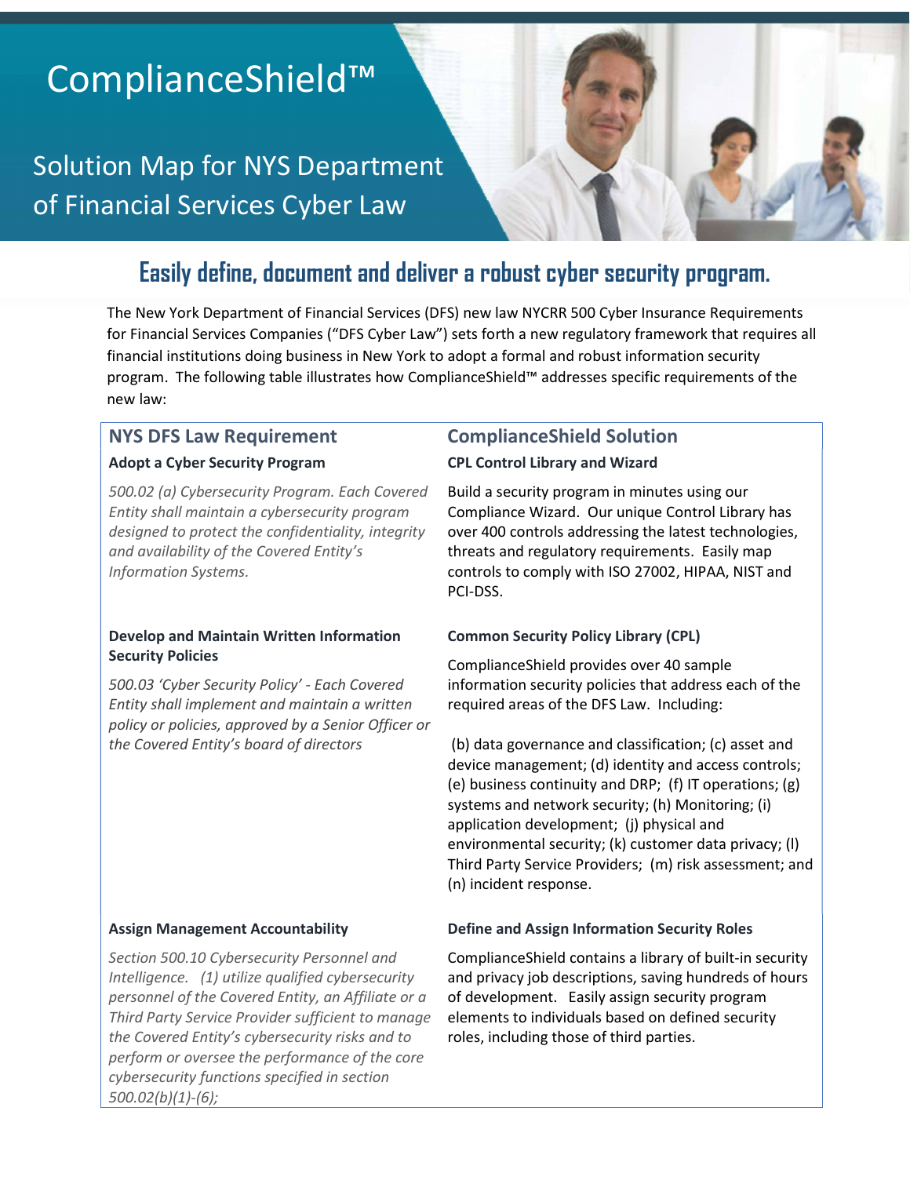# ComplianceShield™

## Solution Map for NYS Department of Financial Services Cyber Law

## Easily define, document and deliver a robust cyber security program.

The New York Department of Financial Services (DFS) new law NYCRR 500 Cyber Insurance Requirements for Financial Services Companies ("DFS Cyber Law") sets forth a new regulatory framework that requires all financial institutions doing business in New York to adopt a formal and robust information security program. The following table illustrates how ComplianceShield™ addresses specific requirements of the new law:

| NYS DFS Law Requirement | ComplianceShield Solution |
|---|---|
| **Adopt a Cyber Security Program**<br><br>*500.02 (a) Cybersecurity Program. Each Covered Entity shall maintain a cybersecurity program designed to protect the confidentiality, integrity and availability of the Covered Entity's Information Systems.* | **CPL Control Library and Wizard**<br><br>Build a security program in minutes using our Compliance Wizard. Our unique Control Library has over 400 controls addressing the latest technologies, threats and regulatory requirements. Easily map controls to comply with ISO 27002, HIPAA, NIST and PCI-DSS. |
| **Develop and Maintain Written Information Security Policies**<br><br>*500.03 'Cyber Security Policy' - Each Covered Entity shall implement and maintain a written policy or policies, approved by a Senior Officer or the Covered Entity's board of directors* | **Common Security Policy Library (CPL)**<br><br>ComplianceShield provides over 40 sample information security policies that address each of the required areas of the DFS Law. Including:<br><br>(b) data governance and classification; (c) asset and device management; (d) identity and access controls; (e) business continuity and DRP; (f) IT operations; (g) systems and network security; (h) Monitoring; (i) application development; (j) physical and environmental security; (k) customer data privacy; (l) Third Party Service Providers; (m) risk assessment; and (n) incident response. |
| **Assign Management Accountability**<br><br>*Section 500.10 Cybersecurity Personnel and Intelligence. (1) utilize qualified cybersecurity personnel of the Covered Entity, an Affiliate or a Third Party Service Provider sufficient to manage the Covered Entity's cybersecurity risks and to perform or oversee the performance of the core cybersecurity functions specified in section 500.02(b)(1)-(6);* | **Define and Assign Information Security Roles**<br><br>ComplianceShield contains a library of built-in security and privacy job descriptions, saving hundreds of hours of development. Easily assign security program elements to individuals based on defined security roles, including those of third parties. |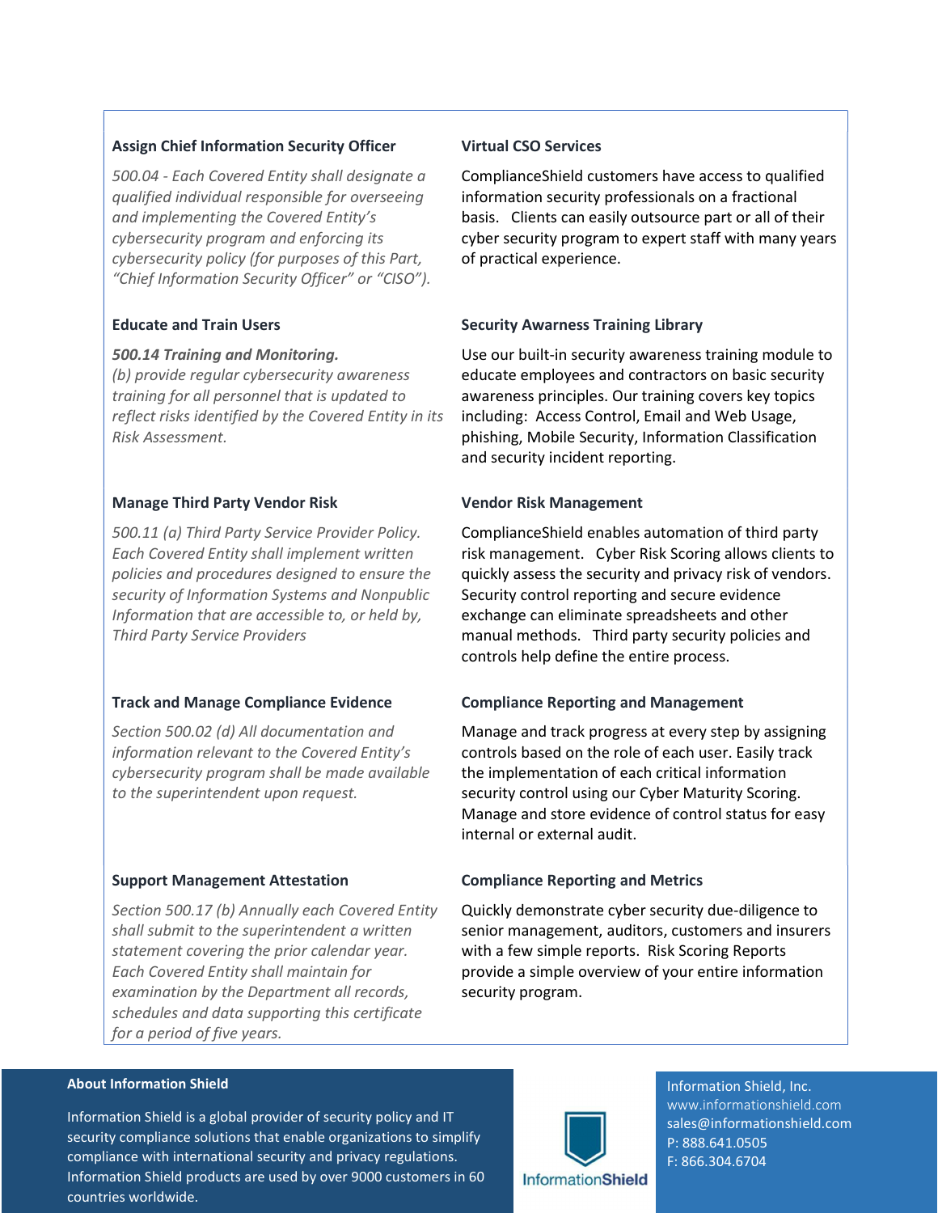### Assign Chief Information Security Officer

*500.04 - Each Covered Entity shall designate a qualified individual responsible for overseeing and implementing the Covered Entity's cybersecurity program and enforcing its cybersecurity policy (for purposes of this Part, "Chief Information Security Officer" or "CISO").*

### Virtual CSO Services

ComplianceShield customers have access to qualified information security professionals on a fractional basis. Clients can easily outsource part or all of their cyber security program to expert staff with many years of practical experience.

### Educate and Train Users

***500.14 Training and Monitoring.***
*(b) provide regular cybersecurity awareness training for all personnel that is updated to reflect risks identified by the Covered Entity in its Risk Assessment.*

### Security Awarness Training Library

Use our built-in security awareness training module to educate employees and contractors on basic security awareness principles. Our training covers key topics including: Access Control, Email and Web Usage, phishing, Mobile Security, Information Classification and security incident reporting.

### Manage Third Party Vendor Risk

*500.11 (a) Third Party Service Provider Policy. Each Covered Entity shall implement written policies and procedures designed to ensure the security of Information Systems and Nonpublic Information that are accessible to, or held by, Third Party Service Providers*

### Vendor Risk Management

ComplianceShield enables automation of third party risk management. Cyber Risk Scoring allows clients to quickly assess the security and privacy risk of vendors. Security control reporting and secure evidence exchange can eliminate spreadsheets and other manual methods. Third party security policies and controls help define the entire process.

### Track and Manage Compliance Evidence

*Section 500.02 (d) All documentation and information relevant to the Covered Entity's cybersecurity program shall be made available to the superintendent upon request.*

### Compliance Reporting and Management

Manage and track progress at every step by assigning controls based on the role of each user. Easily track the implementation of each critical information security control using our Cyber Maturity Scoring. Manage and store evidence of control status for easy internal or external audit.

### Support Management Attestation

*Section 500.17 (b) Annually each Covered Entity shall submit to the superintendent a written statement covering the prior calendar year. Each Covered Entity shall maintain for examination by the Department all records, schedules and data supporting this certificate for a period of five years.*

### Compliance Reporting and Metrics

Quickly demonstrate cyber security due-diligence to senior management, auditors, customers and insurers with a few simple reports. Risk Scoring Reports provide a simple overview of your entire information security program.

**About Information Shield**

Information Shield is a global provider of security policy and IT security compliance solutions that enable organizations to simplify compliance with international security and privacy regulations. Information Shield products are used by over 9000 customers in 60 countries worldwide.

InformationShield

Information Shield, Inc.
www.informationshield.com
sales@informationshield.com
P: 888.641.0505
F: 866.304.6704